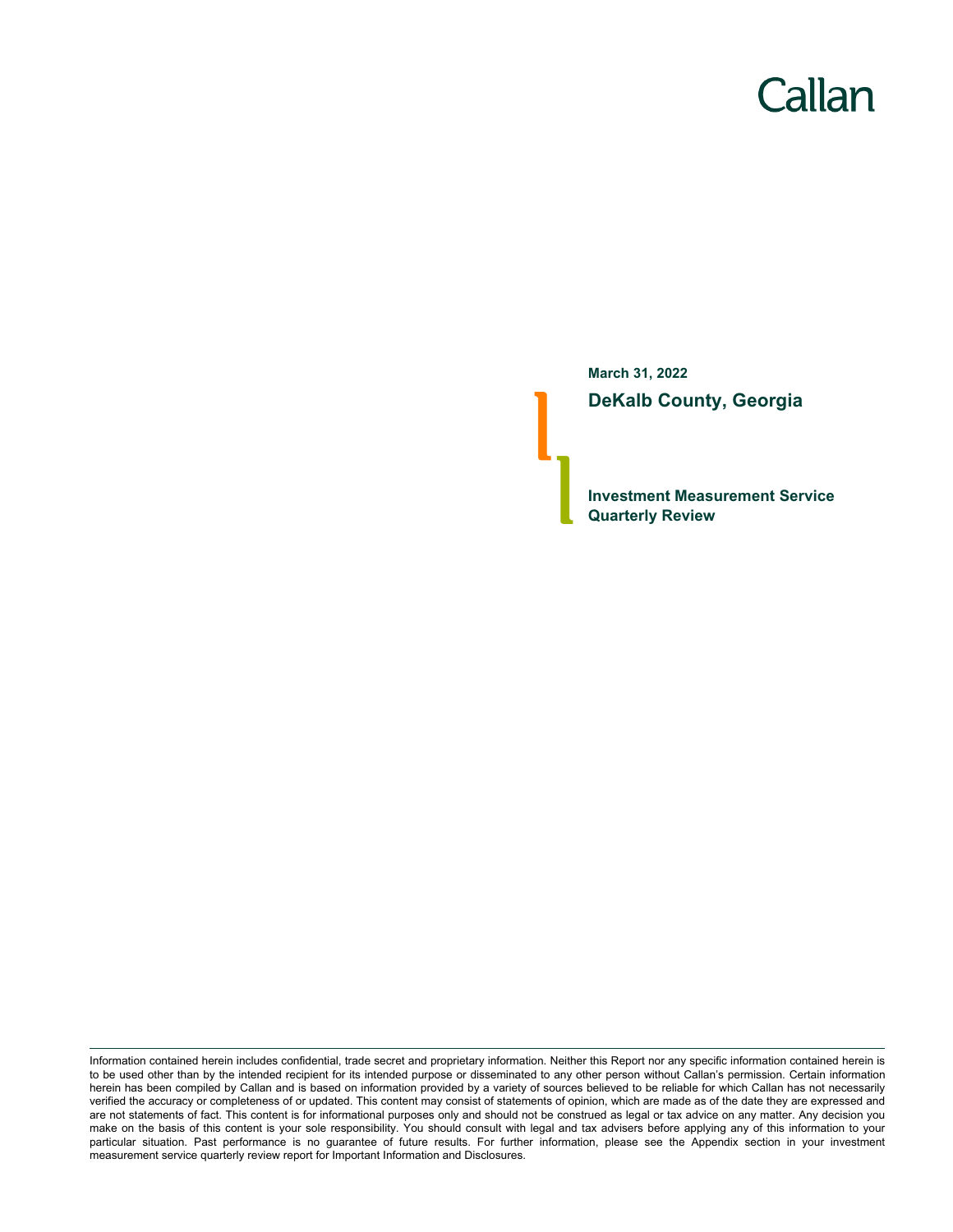Callan

**March 31, 2022**

# DeKalb County, Georgia

## Investment Measurement Service Quarterly Review

Information contained herein includes confidential, trade secret and proprietary information. Neither this Report nor any specific information contained herein is to be used other than by the intended recipient for its intended purpose or disseminated to any other person without Callan's permission. Certain information herein has been compiled by Callan and is based on information provided by a variety of sources believed to be reliable for which Callan has not necessarily verified the accuracy or completeness of or updated. This content may consist of statements of opinion, which are made as of the date they are expressed and are not statements of fact. This content is for informational purposes only and should not be construed as legal or tax advice on any matter. Any decision you make on the basis of this content is your sole responsibility. You should consult with legal and tax advisers before applying any of this information to your particular situation. Past performance is no guarantee of future results. For further information, please see the Appendix section in your investment measurement service quarterly review report for Important Information and Disclosures.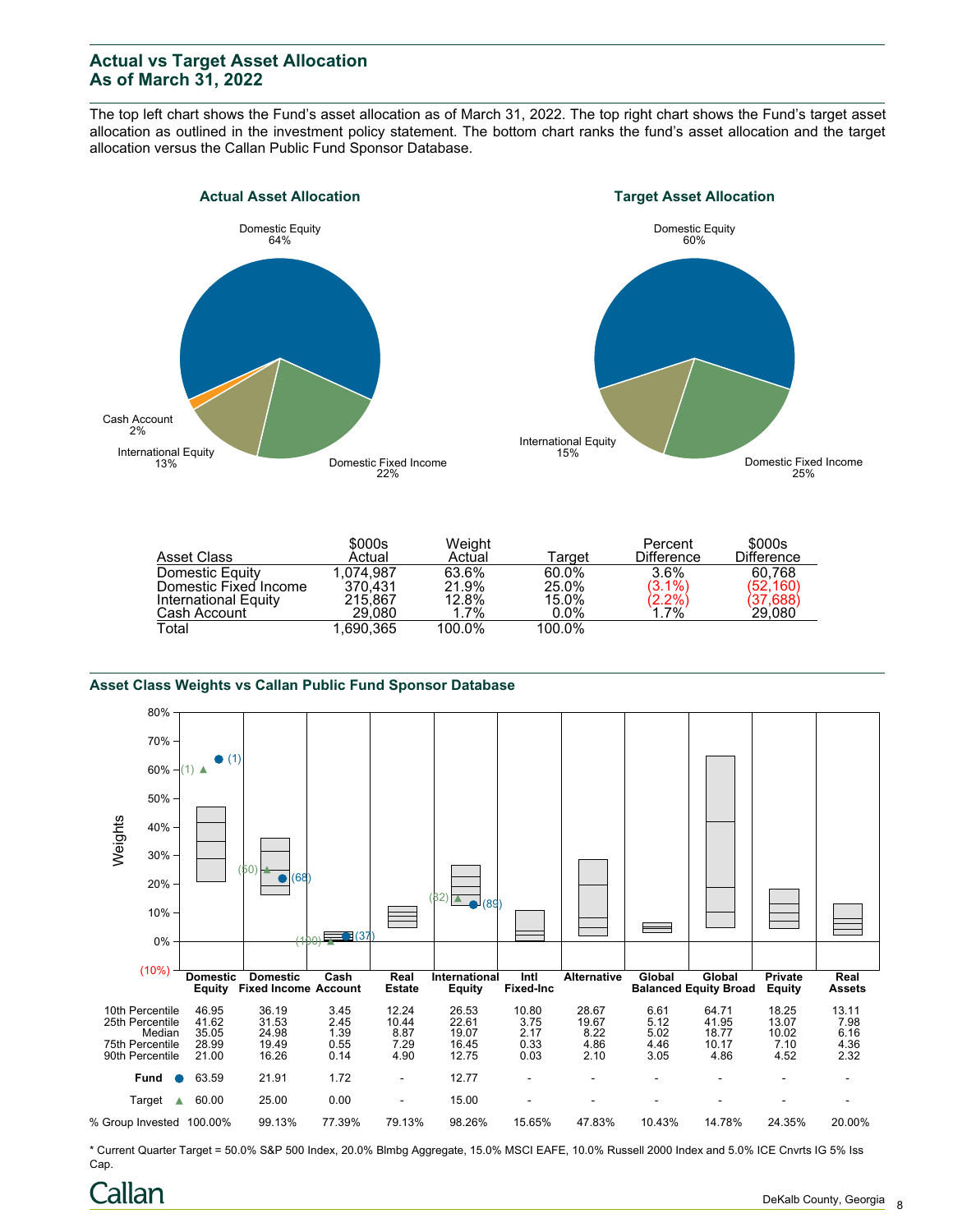## Actual vs Target Asset Allocation
## As of March 31, 2022

The top left chart shows the Fund's asset allocation as of March 31, 2022. The top right chart shows the Fund's target asset allocation as outlined in the investment policy statement. The bottom chart ranks the fund's asset allocation and the target allocation versus the Callan Public Fund Sponsor Database.

**Actual Asset Allocation**

Domestic Equity 64%
Domestic Fixed Income 22%
International Equity 13%
Cash Account 2%

**Target Asset Allocation**

Domestic Equity 60%
Domestic Fixed Income 25%
International Equity 15%

| Asset Class | $000s Actual | Weight Actual | Target | Percent Difference | $000s Difference |
|---|---|---|---|---|---|
| Domestic Equity | 1,074,987 | 63.6% | 60.0% | 3.6% | 60,768 |
| Domestic Fixed Income | 370,431 | 21.9% | 25.0% | (3.1%) | (52,160) |
| International Equity | 215,867 | 12.8% | 15.0% | (2.2%) | (37,688) |
| Cash Account | 29,080 | 1.7% | 0.0% | 1.7% | 29,080 |
| Total | 1,690,365 | 100.0% | 100.0% | | |

### Asset Class Weights vs Callan Public Fund Sponsor Database

| | Domestic Equity | Domestic Fixed Income | Cash Account | Real Estate | International Equity | Intl Fixed-Inc | Alternative | Global Balanced | Global Equity Broad | Private Equity | Real Assets |
|---|---|---|---|---|---|---|---|---|---|---|---|
| 10th Percentile | 46.95 | 36.19 | 3.45 | 12.24 | 26.53 | 10.80 | 28.67 | 6.61 | 64.71 | 18.25 | 13.11 |
| 25th Percentile | 41.62 | 31.53 | 2.45 | 10.44 | 22.61 | 3.75 | 19.67 | 5.12 | 41.95 | 13.07 | 7.98 |
| Median | 35.05 | 24.98 | 1.39 | 8.87 | 19.07 | 2.17 | 8.22 | 5.02 | 18.77 | 10.02 | 6.16 |
| 75th Percentile | 28.99 | 19.49 | 0.55 | 7.29 | 16.45 | 0.33 | 4.86 | 4.46 | 10.17 | 7.10 | 4.36 |
| 90th Percentile | 21.00 | 16.26 | 0.14 | 4.90 | 12.75 | 0.03 | 2.10 | 3.05 | 4.86 | 4.52 | 2.32 |
| Fund ● | 63.59 (1) | 21.91 (68) | 1.72 (37) | - | 12.77 (89) | - | - | - | - | - | - |
| Target ▲ | 60.00 (1) | 25.00 (50) | 0.00 (100) | - | 15.00 (82) | - | - | - | - | - | - |
| % Group Invested | 100.00% | 99.13% | 77.39% | 79.13% | 98.26% | 15.65% | 47.83% | 10.43% | 14.78% | 24.35% | 20.00% |

* Current Quarter Target = 50.0% S&P 500 Index, 20.0% Blmbg Aggregate, 15.0% MSCI EAFE, 10.0% Russell 2000 Index and 5.0% ICE Cnvrts IG 5% Iss Cap.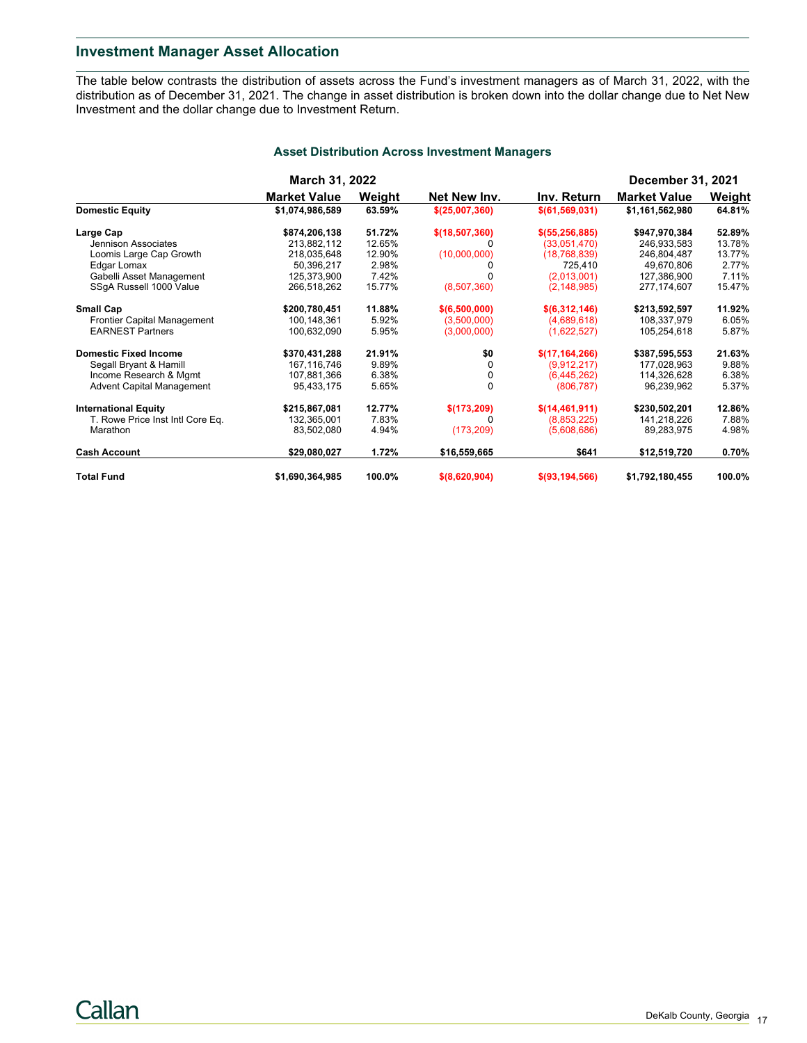## Investment Manager Asset Allocation

The table below contrasts the distribution of assets across the Fund's investment managers as of March 31, 2022, with the distribution as of December 31, 2021. The change in asset distribution is broken down into the dollar change due to Net New Investment and the dollar change due to Investment Return.

### Asset Distribution Across Investment Managers

| | March 31, 2022 | | | | December 31, 2021 | |
|---|---|---|---|---|---|---|
| | Market Value | Weight | Net New Inv. | Inv. Return | Market Value | Weight |
| **Domestic Equity** | **$1,074,986,589** | **63.59%** | **$(25,007,360)** | **$(61,569,031)** | **$1,161,562,980** | **64.81%** |
| **Large Cap** | **$874,206,138** | **51.72%** | **$(18,507,360)** | **$(55,256,885)** | **$947,970,384** | **52.89%** |
| Jennison Associates | 213,882,112 | 12.65% | 0 | (33,051,470) | 246,933,583 | 13.78% |
| Loomis Large Cap Growth | 218,035,648 | 12.90% | (10,000,000) | (18,768,839) | 246,804,487 | 13.77% |
| Edgar Lomax | 50,396,217 | 2.98% | 0 | 725,410 | 49,670,806 | 2.77% |
| Gabelli Asset Management | 125,373,900 | 7.42% | 0 | (2,013,001) | 127,386,900 | 7.11% |
| SSgA Russell 1000 Value | 266,518,262 | 15.77% | (8,507,360) | (2,148,985) | 277,174,607 | 15.47% |
| **Small Cap** | **$200,780,451** | **11.88%** | **$(6,500,000)** | **$(6,312,146)** | **$213,592,597** | **11.92%** |
| Frontier Capital Management | 100,148,361 | 5.92% | (3,500,000) | (4,689,618) | 108,337,979 | 6.05% |
| EARNEST Partners | 100,632,090 | 5.95% | (3,000,000) | (1,622,527) | 105,254,618 | 5.87% |
| **Domestic Fixed Income** | **$370,431,288** | **21.91%** | **$0** | **$(17,164,266)** | **$387,595,553** | **21.63%** |
| Segall Bryant & Hamill | 167,116,746 | 9.89% | 0 | (9,912,217) | 177,028,963 | 9.88% |
| Income Research & Mgmt | 107,881,366 | 6.38% | 0 | (6,445,262) | 114,326,628 | 6.38% |
| Advent Capital Management | 95,433,175 | 5.65% | 0 | (806,787) | 96,239,962 | 5.37% |
| **International Equity** | **$215,867,081** | **12.77%** | **$(173,209)** | **$(14,461,911)** | **$230,502,201** | **12.86%** |
| T. Rowe Price Inst Intl Core Eq. | 132,365,001 | 7.83% | 0 | (8,853,225) | 141,218,226 | 7.88% |
| Marathon | 83,502,080 | 4.94% | (173,209) | (5,608,686) | 89,283,975 | 4.98% |
| **Cash Account** | **$29,080,027** | **1.72%** | **$16,559,665** | **$641** | **$12,519,720** | **0.70%** |
| **Total Fund** | **$1,690,364,985** | **100.0%** | **$(8,620,904)** | **$(93,194,566)** | **$1,792,180,455** | **100.0%** |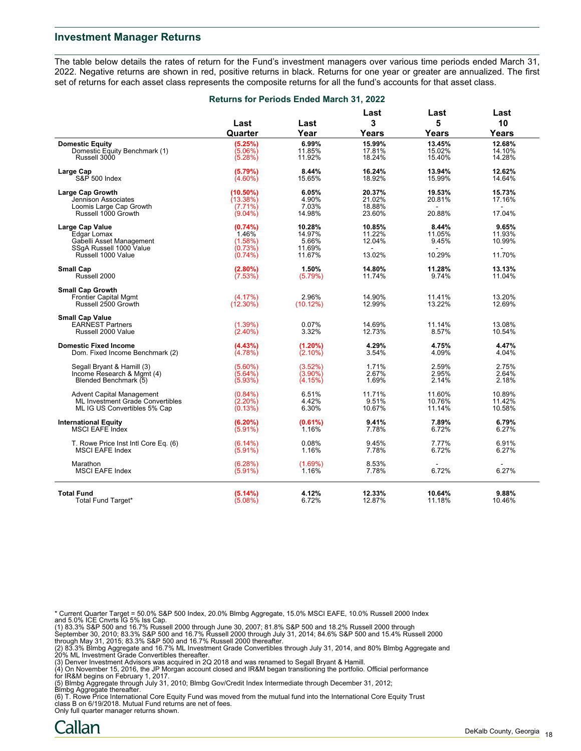## Investment Manager Returns

The table below details the rates of return for the Fund's investment managers over various time periods ended March 31, 2022. Negative returns are shown in red, positive returns in black. Returns for one year or greater are annualized. The first set of returns for each asset class represents the composite returns for all the fund's accounts for that asset class.

**Returns for Periods Ended March 31, 2022**

| | Last Quarter | Last Year | Last 3 Years | Last 5 Years | Last 10 Years |
|---|---|---|---|---|---|
| **Domestic Equity** | **(5.25%)** | **6.99%** | **15.99%** | **13.45%** | **12.68%** |
| Domestic Equity Benchmark (1) | (5.06%) | 11.85% | 17.81% | 15.02% | 14.10% |
| Russell 3000 | (5.28%) | 11.92% | 18.24% | 15.40% | 14.28% |
| **Large Cap** | **(5.79%)** | **8.44%** | **16.24%** | **13.94%** | **12.62%** |
| S&P 500 Index | (4.60%) | 15.65% | 18.92% | 15.99% | 14.64% |
| **Large Cap Growth** | **(10.50%)** | **6.05%** | **20.37%** | **19.53%** | **15.73%** |
| Jennison Associates | (13.38%) | 4.90% | 21.02% | 20.81% | 17.16% |
| Loomis Large Cap Growth | (7.71%) | 7.03% | 18.88% | - | - |
| Russell 1000 Growth | (9.04%) | 14.98% | 23.60% | 20.88% | 17.04% |
| **Large Cap Value** | **(0.74%)** | **10.28%** | **10.85%** | **8.44%** | **9.65%** |
| Edgar Lomax | 1.46% | 14.97% | 11.22% | 11.05% | 11.93% |
| Gabelli Asset Management | (1.58%) | 5.66% | 12.04% | 9.45% | 10.99% |
| SSgA Russell 1000 Value | (0.73%) | 11.69% | - | - | - |
| Russell 1000 Value | (0.74%) | 11.67% | 13.02% | 10.29% | 11.70% |
| **Small Cap** | **(2.80%)** | **1.50%** | **14.80%** | **11.28%** | **13.13%** |
| Russell 2000 | (7.53%) | (5.79%) | 11.74% | 9.74% | 11.04% |
| **Small Cap Growth** | | | | | |
| Frontier Capital Mgmt | (4.17%) | 2.96% | 14.90% | 11.41% | 13.20% |
| Russell 2500 Growth | (12.30%) | (10.12%) | 12.99% | 13.22% | 12.69% |
| **Small Cap Value** | | | | | |
| EARNEST Partners | (1.39%) | 0.07% | 14.69% | 11.14% | 13.08% |
| Russell 2000 Value | (2.40%) | 3.32% | 12.73% | 8.57% | 10.54% |
| **Domestic Fixed Income** | **(4.43%)** | **(1.20%)** | **4.29%** | **4.75%** | **4.47%** |
| Dom. Fixed Income Benchmark (2) | (4.78%) | (2.10%) | 3.54% | 4.09% | 4.04% |
| Segall Bryant & Hamill (3) | (5.60%) | (3.52%) | 1.71% | 2.59% | 2.75% |
| Income Research & Mgmt (4) | (5.64%) | (3.90%) | 2.67% | 2.95% | 2.64% |
| Blended Benchmark (5) | (5.93%) | (4.15%) | 1.69% | 2.14% | 2.18% |
| Advent Capital Management | (0.84%) | 6.51% | 11.71% | 11.60% | 10.89% |
| ML Investment Grade Convertibles | (2.20%) | 4.42% | 9.51% | 10.76% | 11.42% |
| ML IG US Convertibles 5% Cap | (0.13%) | 6.30% | 10.67% | 11.14% | 10.58% |
| **International Equity** | **(6.20%)** | **(0.61%)** | **9.41%** | **7.89%** | **6.79%** |
| MSCI EAFE Index | (5.91%) | 1.16% | 7.78% | 6.72% | 6.27% |
| T. Rowe Price Inst Intl Core Eq. (6) | (6.14%) | 0.08% | 9.45% | 7.77% | 6.91% |
| MSCI EAFE Index | (5.91%) | 1.16% | 7.78% | 6.72% | 6.27% |
| Marathon | (6.28%) | (1.69%) | 8.53% | - | - |
| MSCI EAFE Index | (5.91%) | 1.16% | 7.78% | 6.72% | 6.27% |
| **Total Fund** | **(5.14%)** | **4.12%** | **12.33%** | **10.64%** | **9.88%** |
| Total Fund Target* | (5.08%) | 6.72% | 12.87% | 11.18% | 10.46% |

\* Current Quarter Target = 50.0% S&P 500 Index, 20.0% Blmbg Aggregate, 15.0% MSCI EAFE, 10.0% Russell 2000 Index and 5.0% ICE Cnvrts IG 5% Iss Cap.
(1) 83.3% S&P 500 and 16.7% Russell 2000 through June 30, 2007; 81.8% S&P 500 and 18.2% Russell 2000 through September 30, 2010; 83.3% S&P 500 and 16.7% Russell 2000 through July 31, 2014; 84.6% S&P 500 and 15.4% Russell 2000 through May 31, 2015; 83.3% S&P 500 and 16.7% Russell 2000 thereafter.
(2) 83.3% Blmbg Aggregate and 16.7% ML Investment Grade Convertibles through July 31, 2014, and 80% Blmbg Aggregate and 20% ML Investment Grade Convertibles thereafter.
(3) Denver Investment Advisors was acquired in 2Q 2018 and was renamed to Segall Bryant & Hamill.
(4) On November 15, 2016, the JP Morgan account closed and IR&M began transitioning the portfolio. Official performance for IR&M begins on February 1, 2017.
(5) Blmbg Aggregate through July 31, 2010; Blmbg Gov/Credit Index Intermediate through December 31, 2012; Blmbg Aggregate thereafter.
(6) T. Rowe Price International Core Equity Fund was moved from the mutual fund into the International Core Equity Trust class B on 6/19/2018. Mutual Fund returns are net of fees.
Only full quarter manager returns shown.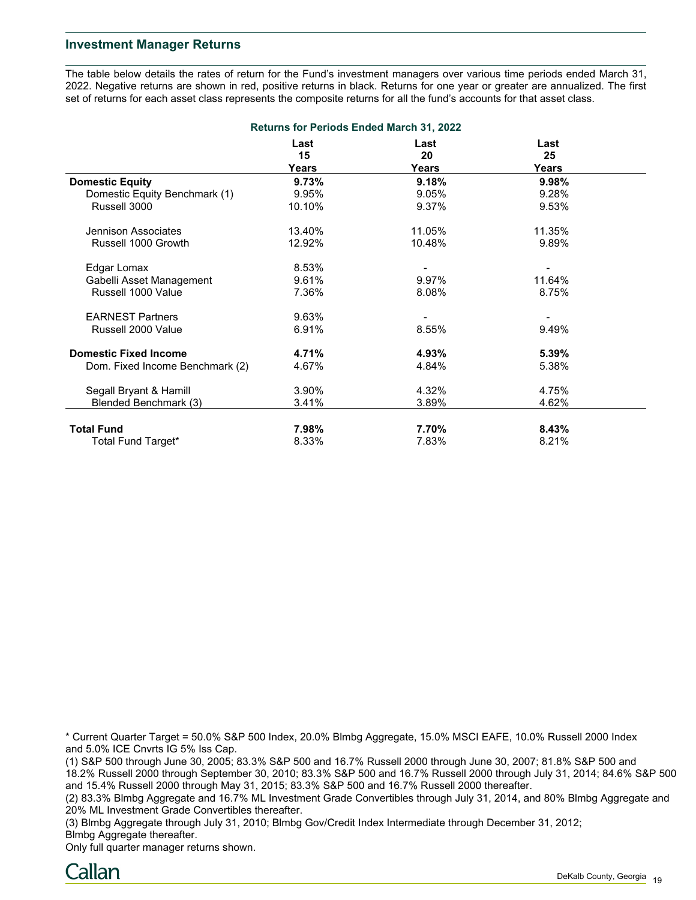## Investment Manager Returns

The table below details the rates of return for the Fund's investment managers over various time periods ended March 31, 2022. Negative returns are shown in red, positive returns in black. Returns for one year or greater are annualized. The first set of returns for each asset class represents the composite returns for all the fund's accounts for that asset class.

**Returns for Periods Ended March 31, 2022**

| | Last 15 Years | Last 20 Years | Last 25 Years |
|---|---|---|---|
| **Domestic Equity** | **9.73%** | **9.18%** | **9.98%** |
| Domestic Equity Benchmark (1) | 9.95% | 9.05% | 9.28% |
| Russell 3000 | 10.10% | 9.37% | 9.53% |
| | | | |
| Jennison Associates | 13.40% | 11.05% | 11.35% |
| Russell 1000 Growth | 12.92% | 10.48% | 9.89% |
| | | | |
| Edgar Lomax | 8.53% | - | - |
| Gabelli Asset Management | 9.61% | 9.97% | 11.64% |
| Russell 1000 Value | 7.36% | 8.08% | 8.75% |
| | | | |
| EARNEST Partners | 9.63% | - | - |
| Russell 2000 Value | 6.91% | 8.55% | 9.49% |
| | | | |
| **Domestic Fixed Income** | **4.71%** | **4.93%** | **5.39%** |
| Dom. Fixed Income Benchmark (2) | 4.67% | 4.84% | 5.38% |
| | | | |
| Segall Bryant & Hamill | 3.90% | 4.32% | 4.75% |
| Blended Benchmark (3) | 3.41% | 3.89% | 4.62% |
| | | | |
| **Total Fund** | **7.98%** | **7.70%** | **8.43%** |
| Total Fund Target* | 8.33% | 7.83% | 8.21% |

* Current Quarter Target = 50.0% S&P 500 Index, 20.0% Blmbg Aggregate, 15.0% MSCI EAFE, 10.0% Russell 2000 Index and 5.0% ICE Cnvrts IG 5% Iss Cap.

(1) S&P 500 through June 30, 2005; 83.3% S&P 500 and 16.7% Russell 2000 through June 30, 2007; 81.8% S&P 500 and 18.2% Russell 2000 through September 30, 2010; 83.3% S&P 500 and 16.7% Russell 2000 through July 31, 2014; 84.6% S&P 500 and 15.4% Russell 2000 through May 31, 2015; 83.3% S&P 500 and 16.7% Russell 2000 thereafter.

(2) 83.3% Blmbg Aggregate and 16.7% ML Investment Grade Convertibles through July 31, 2014, and 80% Blmbg Aggregate and 20% ML Investment Grade Convertibles thereafter.

(3) Blmbg Aggregate through July 31, 2010; Blmbg Gov/Credit Index Intermediate through December 31, 2012; Blmbg Aggregate thereafter.

Only full quarter manager returns shown.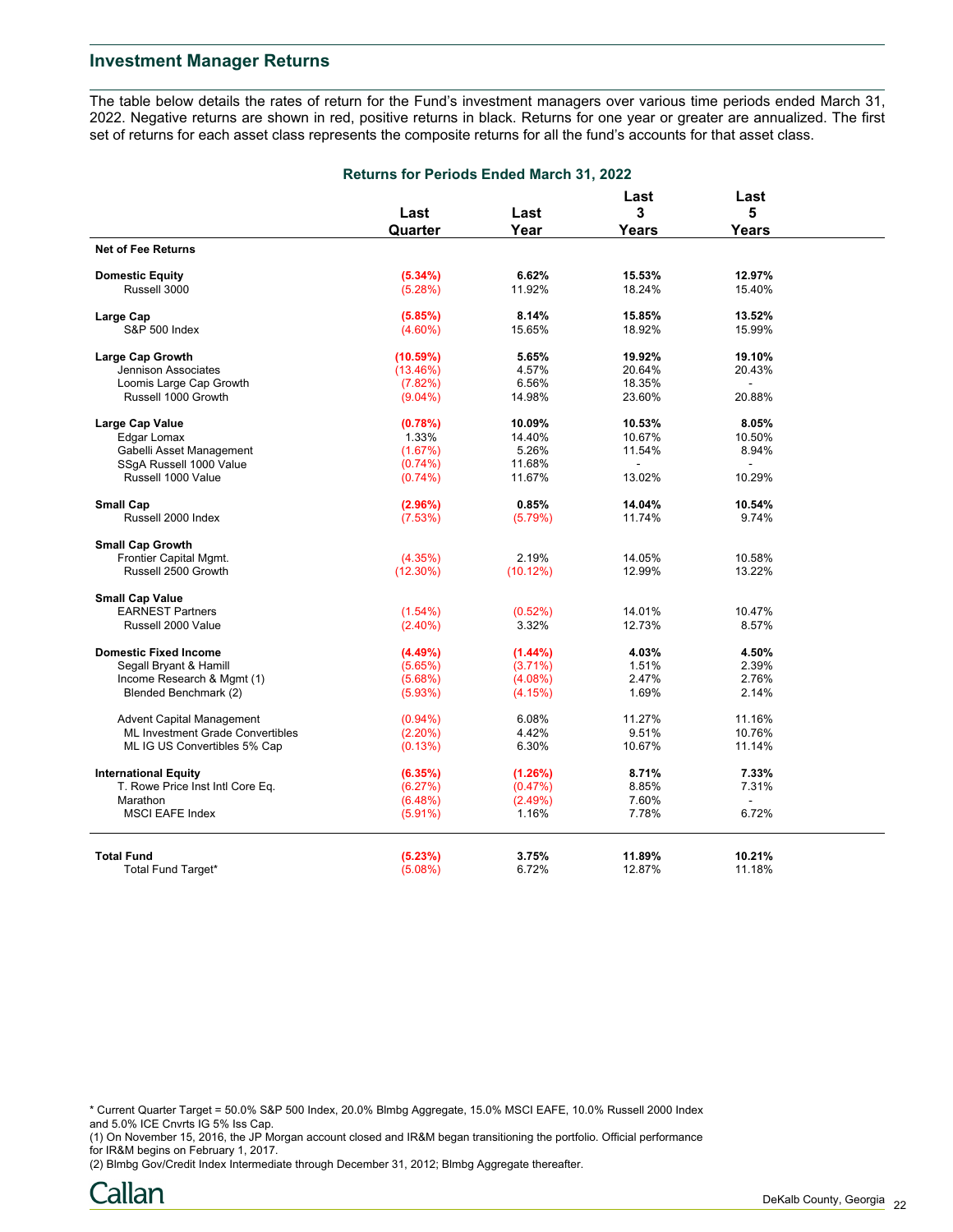## Investment Manager Returns

The table below details the rates of return for the Fund's investment managers over various time periods ended March 31, 2022. Negative returns are shown in red, positive returns in black. Returns for one year or greater are annualized. The first set of returns for each asset class represents the composite returns for all the fund's accounts for that asset class.

### Returns for Periods Ended March 31, 2022

| | Last Quarter | Last Year | Last 3 Years | Last 5 Years |
|---|---|---|---|---|
| **Net of Fee Returns** | | | | |
| **Domestic Equity** | **(5.34%)** | **6.62%** | **15.53%** | **12.97%** |
| Russell 3000 | (5.28%) | 11.92% | 18.24% | 15.40% |
| **Large Cap** | **(5.85%)** | **8.14%** | **15.85%** | **13.52%** |
| S&P 500 Index | (4.60%) | 15.65% | 18.92% | 15.99% |
| **Large Cap Growth** | **(10.59%)** | **5.65%** | **19.92%** | **19.10%** |
| Jennison Associates | (13.46%) | 4.57% | 20.64% | 20.43% |
| Loomis Large Cap Growth | (7.82%) | 6.56% | 18.35% | - |
| Russell 1000 Growth | (9.04%) | 14.98% | 23.60% | 20.88% |
| **Large Cap Value** | **(0.78%)** | **10.09%** | **10.53%** | **8.05%** |
| Edgar Lomax | 1.33% | 14.40% | 10.67% | 10.50% |
| Gabelli Asset Management | (1.67%) | 5.26% | 11.54% | 8.94% |
| SSgA Russell 1000 Value | (0.74%) | 11.68% | - | - |
| Russell 1000 Value | (0.74%) | 11.67% | 13.02% | 10.29% |
| **Small Cap** | **(2.96%)** | **0.85%** | **14.04%** | **10.54%** |
| Russell 2000 Index | (7.53%) | (5.79%) | 11.74% | 9.74% |
| **Small Cap Growth** | | | | |
| Frontier Capital Mgmt. | (4.35%) | 2.19% | 14.05% | 10.58% |
| Russell 2500 Growth | (12.30%) | (10.12%) | 12.99% | 13.22% |
| **Small Cap Value** | | | | |
| EARNEST Partners | (1.54%) | (0.52%) | 14.01% | 10.47% |
| Russell 2000 Value | (2.40%) | 3.32% | 12.73% | 8.57% |
| **Domestic Fixed Income** | **(4.49%)** | **(1.44%)** | **4.03%** | **4.50%** |
| Segall Bryant & Hamill | (5.65%) | (3.71%) | 1.51% | 2.39% |
| Income Research & Mgmt (1) | (5.68%) | (4.08%) | 2.47% | 2.76% |
| Blended Benchmark (2) | (5.93%) | (4.15%) | 1.69% | 2.14% |
| Advent Capital Management | (0.94%) | 6.08% | 11.27% | 11.16% |
| ML Investment Grade Convertibles | (2.20%) | 4.42% | 9.51% | 10.76% |
| ML IG US Convertibles 5% Cap | (0.13%) | 6.30% | 10.67% | 11.14% |
| **International Equity** | **(6.35%)** | **(1.26%)** | **8.71%** | **7.33%** |
| T. Rowe Price Inst Intl Core Eq. | (6.27%) | (0.47%) | 8.85% | 7.31% |
| Marathon | (6.48%) | (2.49%) | 7.60% | - |
| MSCI EAFE Index | (5.91%) | 1.16% | 7.78% | 6.72% |
| **Total Fund** | **(5.23%)** | **3.75%** | **11.89%** | **10.21%** |
| Total Fund Target* | (5.08%) | 6.72% | 12.87% | 11.18% |

* Current Quarter Target = 50.0% S&P 500 Index, 20.0% Blmbg Aggregate, 15.0% MSCI EAFE, 10.0% Russell 2000 Index and 5.0% ICE Cnvrts IG 5% Iss Cap.
(1) On November 15, 2016, the JP Morgan account closed and IR&M began transitioning the portfolio. Official performance for IR&M begins on February 1, 2017.
(2) Blmbg Gov/Credit Index Intermediate through December 31, 2012; Blmbg Aggregate thereafter.